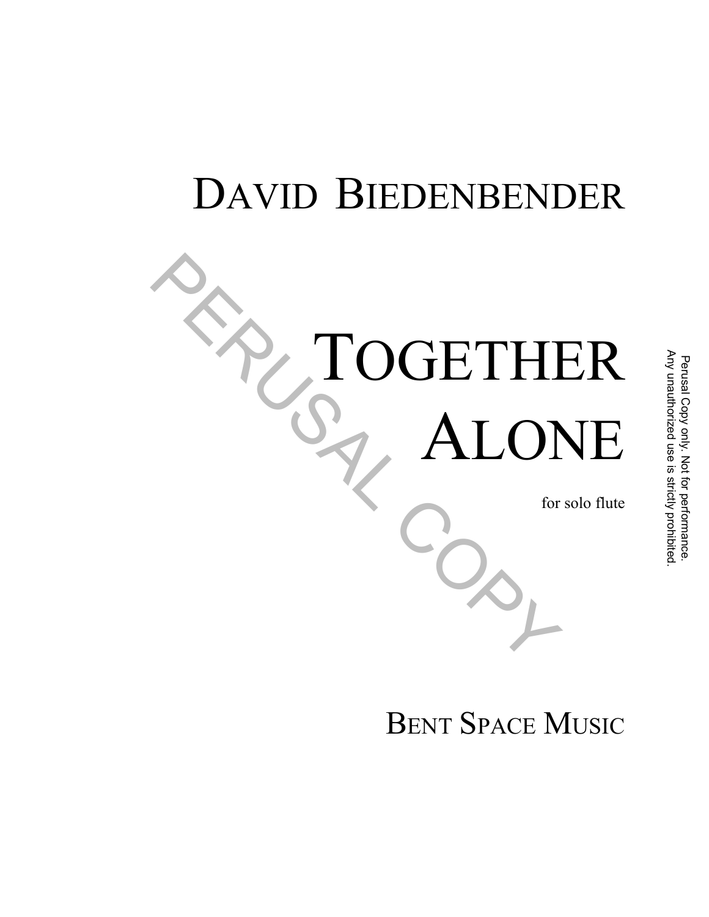# DAVID BIEDENBENDER

PERUSAL COPY

# TOGETHER ALONE

for solo flute

Perusal Copy only. Not for performance.
Any unauthorized use is strictly prohibited.

BENT SPACE MUSIC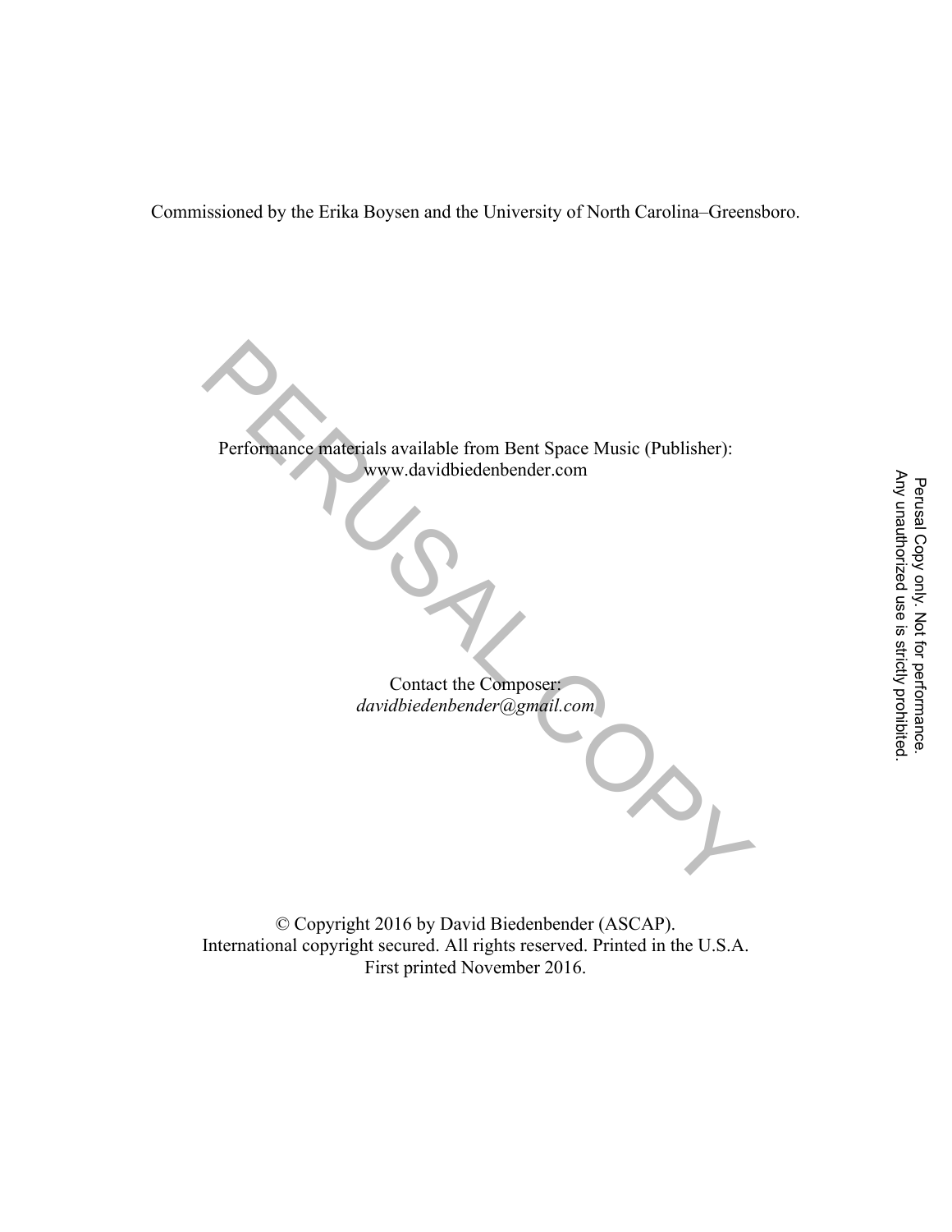Commissioned by the Erika Boysen and the University of North Carolina–Greensboro.

Performance materials available from Bent Space Music (Publisher):
www.davidbiedenbender.com

Contact the Composer:
*davidbiedenbender@gmail.com*

© Copyright 2016 by David Biedenbender (ASCAP).
International copyright secured. All rights reserved. Printed in the U.S.A.
First printed November 2016.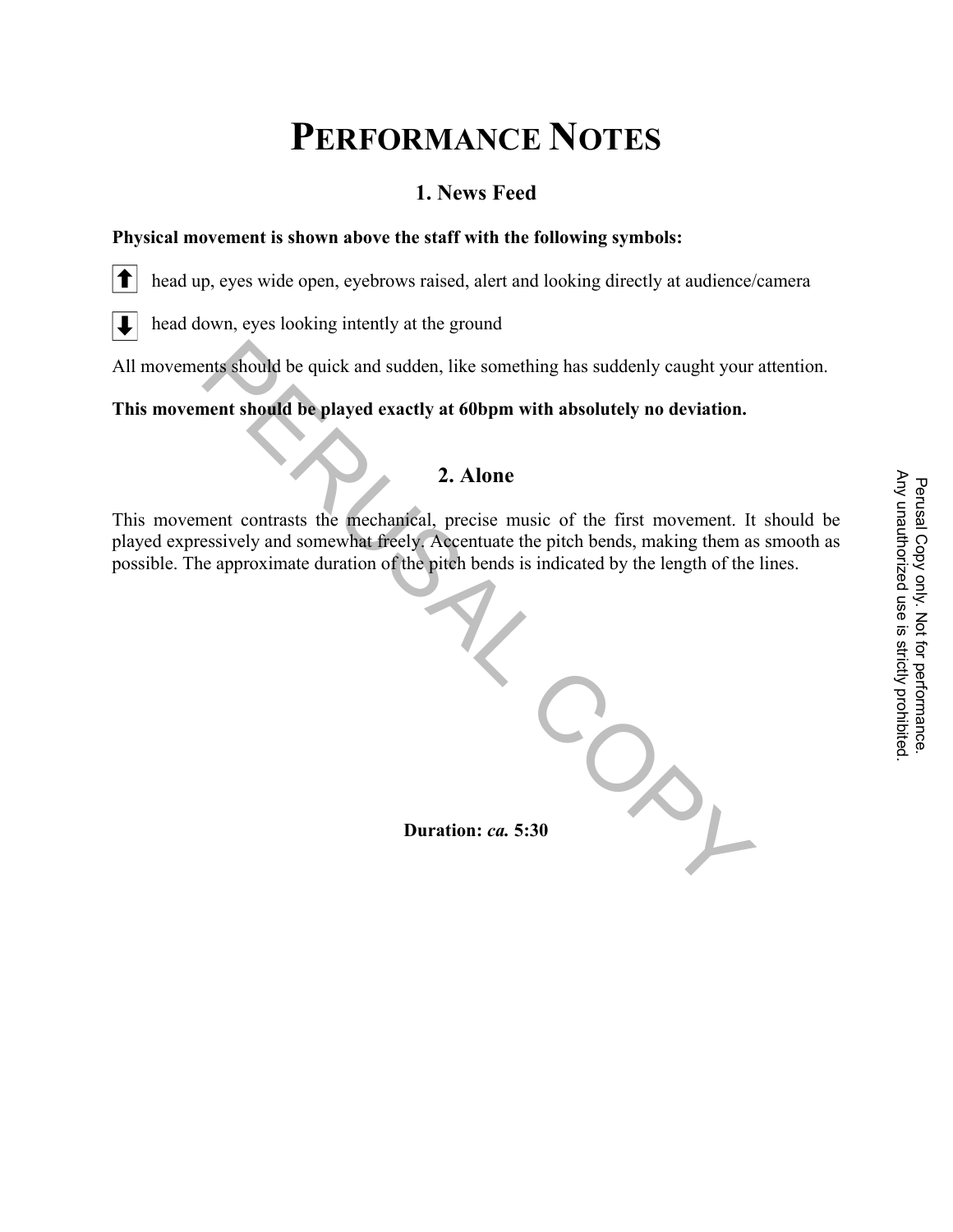# PERFORMANCE NOTES

## 1. News Feed

**Physical movement is shown above the staff with the following symbols:**

⬆ head up, eyes wide open, eyebrows raised, alert and looking directly at audience/camera

⬇ head down, eyes looking intently at the ground

All movements should be quick and sudden, like something has suddenly caught your attention.

**This movement should be played exactly at 60bpm with absolutely no deviation.**

## 2. Alone

This movement contrasts the mechanical, precise music of the first movement. It should be played expressively and somewhat freely. Accentuate the pitch bends, making them as smooth as possible. The approximate duration of the pitch bends is indicated by the length of the lines.

**Duration:** ***ca.*** **5:30**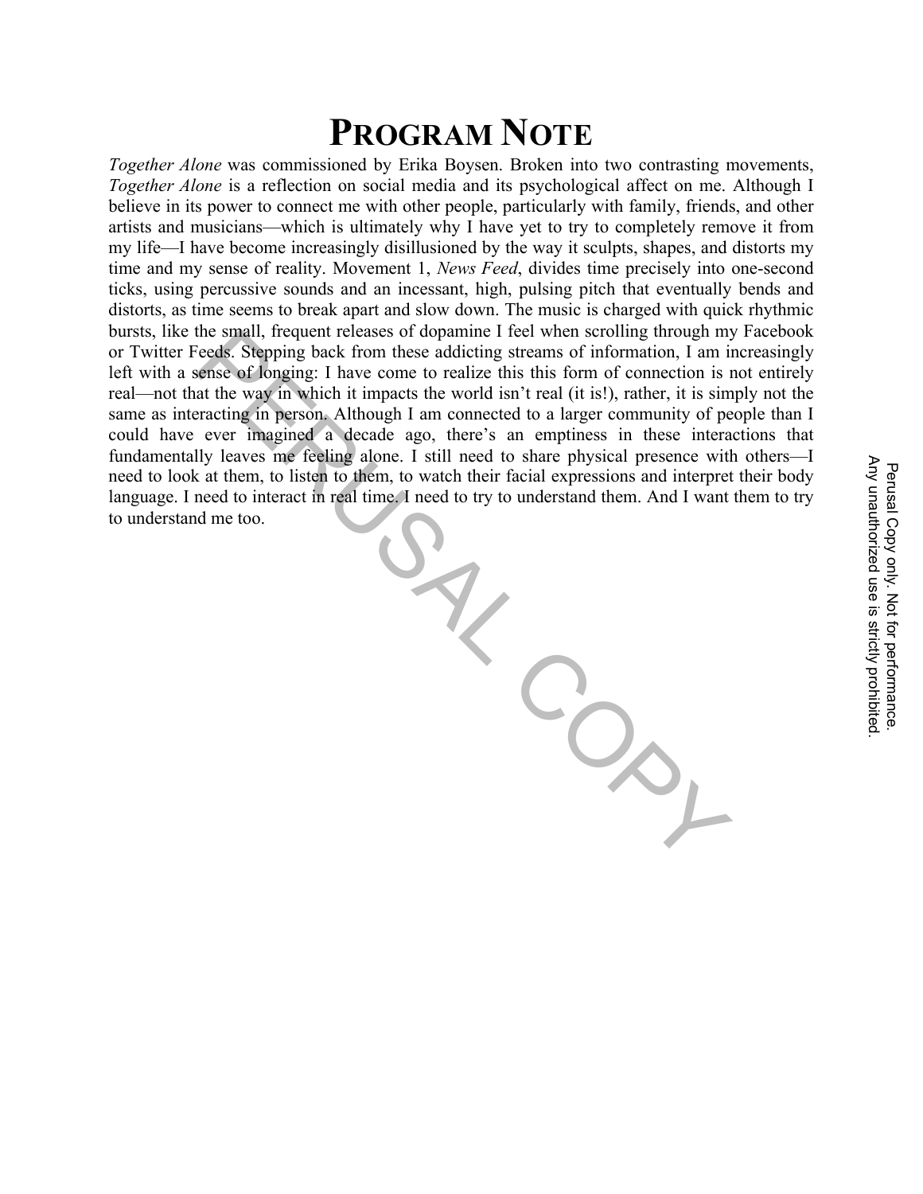# Program Note

*Together Alone* was commissioned by Erika Boysen. Broken into two contrasting movements, *Together Alone* is a reflection on social media and its psychological affect on me. Although I believe in its power to connect me with other people, particularly with family, friends, and other artists and musicians—which is ultimately why I have yet to try to completely remove it from my life—I have become increasingly disillusioned by the way it sculpts, shapes, and distorts my time and my sense of reality. Movement 1, *News Feed*, divides time precisely into one-second ticks, using percussive sounds and an incessant, high, pulsing pitch that eventually bends and distorts, as time seems to break apart and slow down. The music is charged with quick rhythmic bursts, like the small, frequent releases of dopamine I feel when scrolling through my Facebook or Twitter Feeds. Stepping back from these addicting streams of information, I am increasingly left with a sense of longing: I have come to realize this this form of connection is not entirely real—not that the way in which it impacts the world isn't real (it is!), rather, it is simply not the same as interacting in person. Although I am connected to a larger community of people than I could have ever imagined a decade ago, there's an emptiness in these interactions that fundamentally leaves me feeling alone. I still need to share physical presence with others—I need to look at them, to listen to them, to watch their facial expressions and interpret their body language. I need to interact in real time. I need to try to understand them. And I want them to try to understand me too.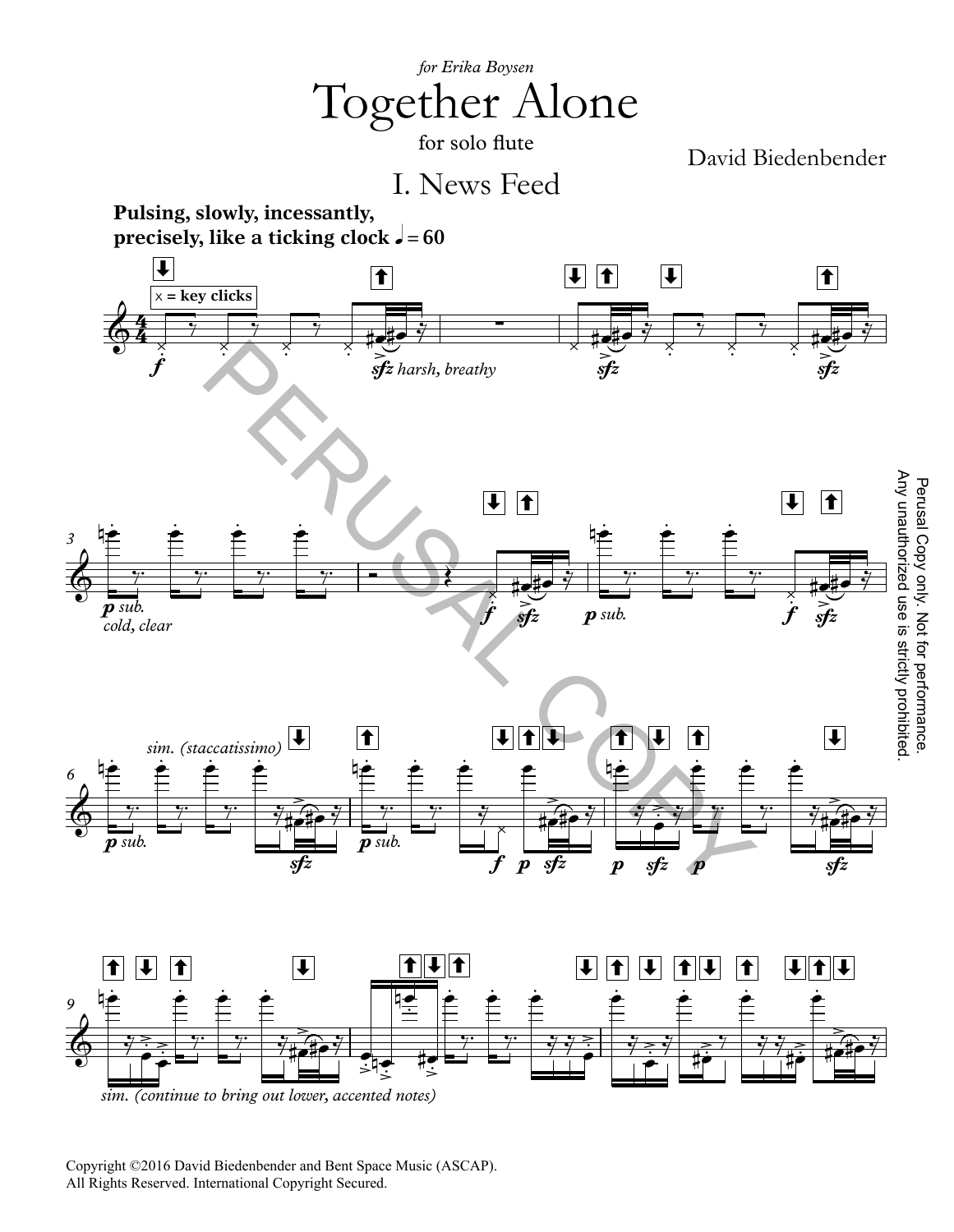*for Erika Boysen*

# Together Alone

for solo flute

David Biedenbender

## I. News Feed

**Pulsing, slowly, incessantly, precisely, like a ticking clock ♩ = 60**

Copyright ©2016 David Biedenbender and Bent Space Music (ASCAP).
All Rights Reserved. International Copyright Secured.

Perusal Copy only. Not for performance.
Any unauthorized use is strictly prohibited.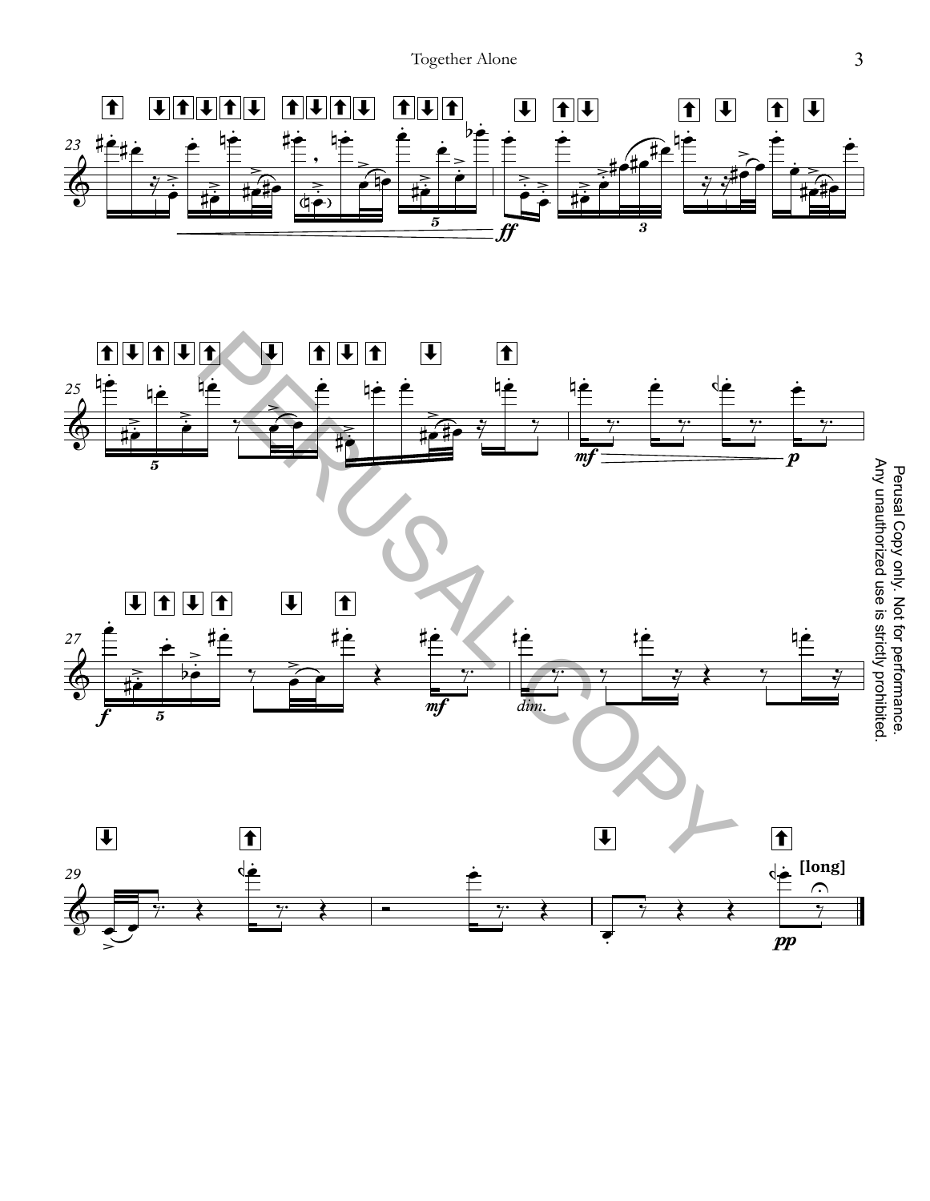Perusal Copy only. Not for performance.
Any unauthorized use is strictly prohibited.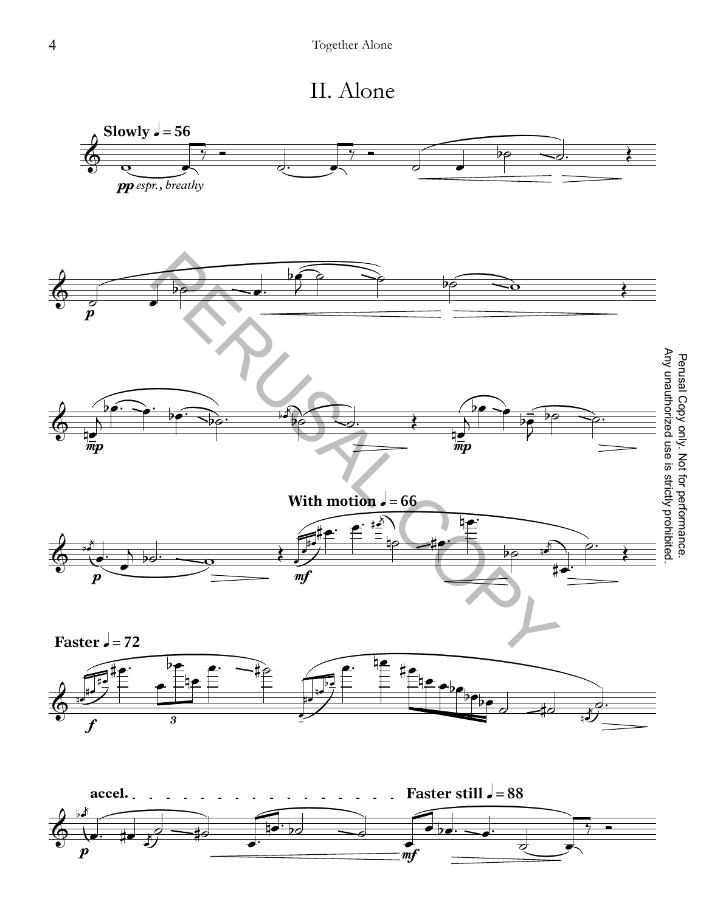# II. Alone

**Slowly ♩ = 56**

*pp espr., breathy*

*p*

*mp*

*mp*

*p*

**With motion ♩ = 66**

*mf*

**Faster ♩ = 72**

*f*

3

**accel.**

*p*

**Faster still ♩ = 88**

*mf*

PERUSAL COPY

Perusal Copy only. Not for performance.
Any unauthorized use is strictly prohibited.